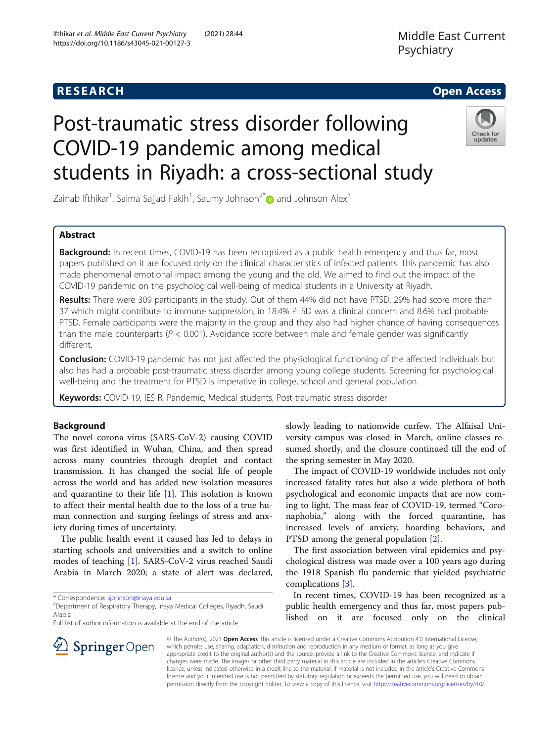RESEARCH | Open Access

# Post-traumatic stress disorder following COVID-19 pandemic among medical students in Riyadh: a cross-sectional study

Zainab Ifthikar[1], Saima Sajjad Fakih[1], Saumy Johnson[2*] and Johnson Alex[3]

## Abstract

**Background:** In recent times, COVID-19 has been recognized as a public health emergency and thus far, most papers published on it are focused only on the clinical characteristics of infected patients. This pandemic has also made phenomenal emotional impact among the young and the old. We aimed to find out the impact of the COVID-19 pandemic on the psychological well-being of medical students in a University at Riyadh.

**Results:** There were 309 participants in the study. Out of them 44% did not have PTSD, 29% had score more than 37 which might contribute to immune suppression, in 18.4% PTSD was a clinical concern and 8.6% had probable PTSD. Female participants were the majority in the group and they also had higher chance of having consequences than the male counterparts ($P < 0.001$). Avoidance score between male and female gender was significantly different.

**Conclusion:** COVID-19 pandemic has not just affected the physiological functioning of the affected individuals but also has had a probable post-traumatic stress disorder among young college students. Screening for psychological well-being and the treatment for PTSD is imperative in college, school and general population.

**Keywords:** COVID-19, IES-R, Pandemic, Medical students, Post-traumatic stress disorder

## Background

The novel corona virus (SARS-CoV-2) causing COVID was first identified in Wuhan, China, and then spread across many countries through droplet and contact transmission. It has changed the social life of people across the world and has added new isolation measures and quarantine to their life [1]. This isolation is known to affect their mental health due to the loss of a true human connection and surging feelings of stress and anxiety during times of uncertainty.

The public health event it caused has led to delays in starting schools and universities and a switch to online modes of teaching [1]. SARS-CoV-2 virus reached Saudi Arabia in March 2020; a state of alert was declared, slowly leading to nationwide curfew. The Alfaisal University campus was closed in March, online classes resumed shortly, and the closure continued till the end of the spring semester in May 2020.

The impact of COVID-19 worldwide includes not only increased fatality rates but also a wide plethora of both psychological and economic impacts that are now coming to light. The mass fear of COVID-19, termed "Coronaphobia," along with the forced quarantine, has increased levels of anxiety, hoarding behaviors, and PTSD among the general population [2].

The first association between viral epidemics and psychological distress was made over a 100 years ago during the 1918 Spanish flu pandemic that yielded psychiatric complications [3].

In recent times, COVID-19 has been recognized as a public health emergency and thus far, most papers published on it are focused only on the clinical

\* Correspondence: sjohnson@inaya.edu.sa
[2]Department of Respiratory Therapy, Inaya Medical Colleges, Riyadh, Saudi Arabia
Full list of author information is available at the end of the article

© The Author(s). 2021 **Open Access** This article is licensed under a Creative Commons Attribution 4.0 International License, which permits use, sharing, adaptation, distribution and reproduction in any medium or format, as long as you give appropriate credit to the original author(s) and the source, provide a link to the Creative Commons licence, and indicate if changes were made. The images or other third party material in this article are included in the article's Creative Commons licence, unless indicated otherwise in a credit line to the material. If material is not included in the article's Creative Commons licence and your intended use is not permitted by statutory regulation or exceeds the permitted use, you will need to obtain permission directly from the copyright holder. To view a copy of this licence, visit http://creativecommons.org/licenses/by/4.0/.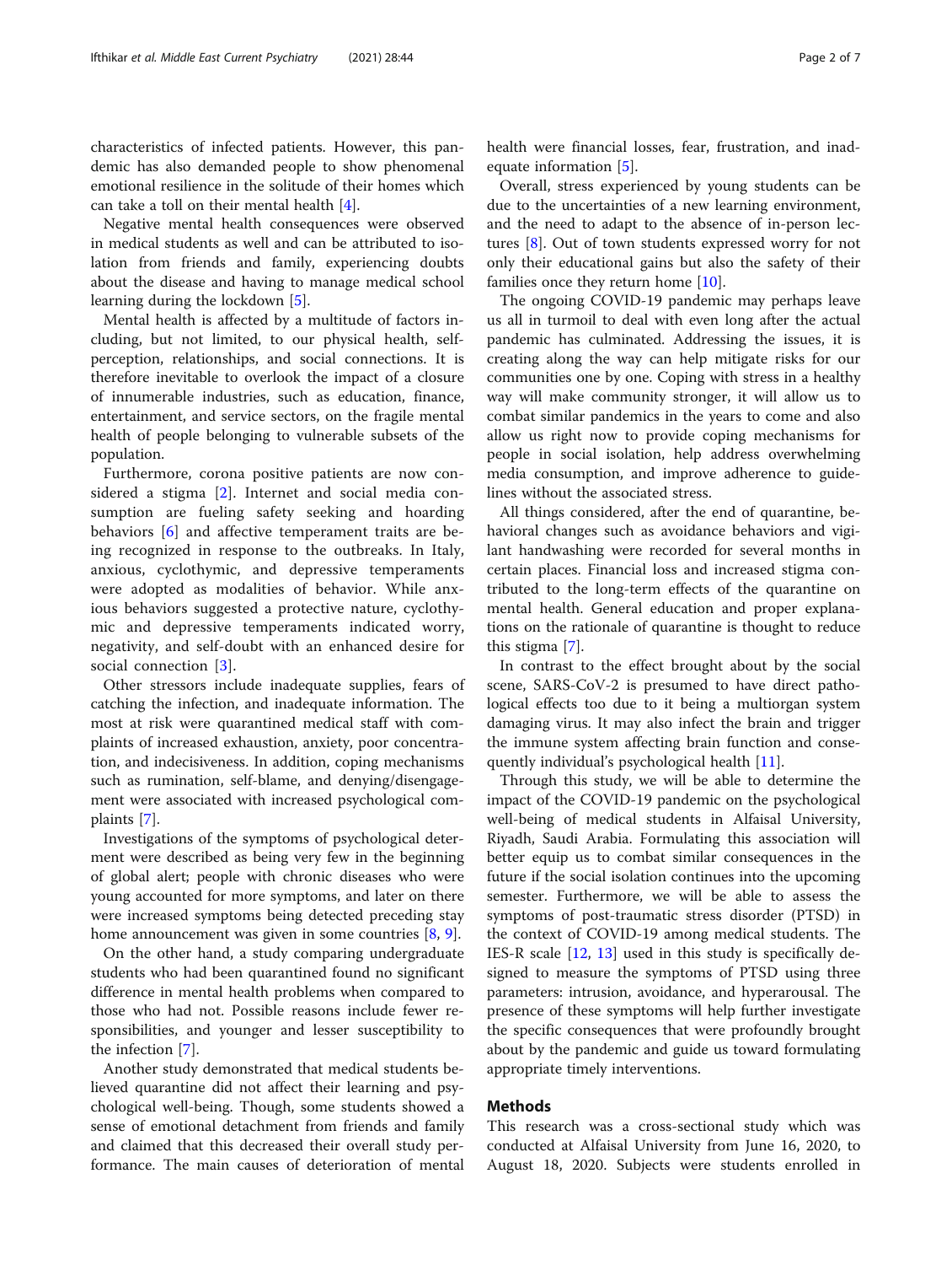characteristics of infected patients. However, this pandemic has also demanded people to show phenomenal emotional resilience in the solitude of their homes which can take a toll on their mental health [4].

Negative mental health consequences were observed in medical students as well and can be attributed to isolation from friends and family, experiencing doubts about the disease and having to manage medical school learning during the lockdown [5].

Mental health is affected by a multitude of factors including, but not limited, to our physical health, self-perception, relationships, and social connections. It is therefore inevitable to overlook the impact of a closure of innumerable industries, such as education, finance, entertainment, and service sectors, on the fragile mental health of people belonging to vulnerable subsets of the population.

Furthermore, corona positive patients are now considered a stigma [2]. Internet and social media consumption are fueling safety seeking and hoarding behaviors [6] and affective temperament traits are being recognized in response to the outbreaks. In Italy, anxious, cyclothymic, and depressive temperaments were adopted as modalities of behavior. While anxious behaviors suggested a protective nature, cyclothymic and depressive temperaments indicated worry, negativity, and self-doubt with an enhanced desire for social connection [3].

Other stressors include inadequate supplies, fears of catching the infection, and inadequate information. The most at risk were quarantined medical staff with complaints of increased exhaustion, anxiety, poor concentration, and indecisiveness. In addition, coping mechanisms such as rumination, self-blame, and denying/disengagement were associated with increased psychological complaints [7].

Investigations of the symptoms of psychological determent were described as being very few in the beginning of global alert; people with chronic diseases who were young accounted for more symptoms, and later on there were increased symptoms being detected preceding stay home announcement was given in some countries [8, 9].

On the other hand, a study comparing undergraduate students who had been quarantined found no significant difference in mental health problems when compared to those who had not. Possible reasons include fewer responsibilities, and younger and lesser susceptibility to the infection [7].

Another study demonstrated that medical students believed quarantine did not affect their learning and psychological well-being. Though, some students showed a sense of emotional detachment from friends and family and claimed that this decreased their overall study performance. The main causes of deterioration of mental health were financial losses, fear, frustration, and inadequate information [5].

Overall, stress experienced by young students can be due to the uncertainties of a new learning environment, and the need to adapt to the absence of in-person lectures [8]. Out of town students expressed worry for not only their educational gains but also the safety of their families once they return home [10].

The ongoing COVID-19 pandemic may perhaps leave us all in turmoil to deal with even long after the actual pandemic has culminated. Addressing the issues, it is creating along the way can help mitigate risks for our communities one by one. Coping with stress in a healthy way will make community stronger, it will allow us to combat similar pandemics in the years to come and also allow us right now to provide coping mechanisms for people in social isolation, help address overwhelming media consumption, and improve adherence to guidelines without the associated stress.

All things considered, after the end of quarantine, behavioral changes such as avoidance behaviors and vigilant handwashing were recorded for several months in certain places. Financial loss and increased stigma contributed to the long-term effects of the quarantine on mental health. General education and proper explanations on the rationale of quarantine is thought to reduce this stigma [7].

In contrast to the effect brought about by the social scene, SARS-CoV-2 is presumed to have direct pathological effects too due to it being a multiorgan system damaging virus. It may also infect the brain and trigger the immune system affecting brain function and consequently individual's psychological health [11].

Through this study, we will be able to determine the impact of the COVID-19 pandemic on the psychological well-being of medical students in Alfaisal University, Riyadh, Saudi Arabia. Formulating this association will better equip us to combat similar consequences in the future if the social isolation continues into the upcoming semester. Furthermore, we will be able to assess the symptoms of post-traumatic stress disorder (PTSD) in the context of COVID-19 among medical students. The IES-R scale [12, 13] used in this study is specifically designed to measure the symptoms of PTSD using three parameters: intrusion, avoidance, and hyperarousal. The presence of these symptoms will help further investigate the specific consequences that were profoundly brought about by the pandemic and guide us toward formulating appropriate timely interventions.

## Methods

This research was a cross-sectional study which was conducted at Alfaisal University from June 16, 2020, to August 18, 2020. Subjects were students enrolled in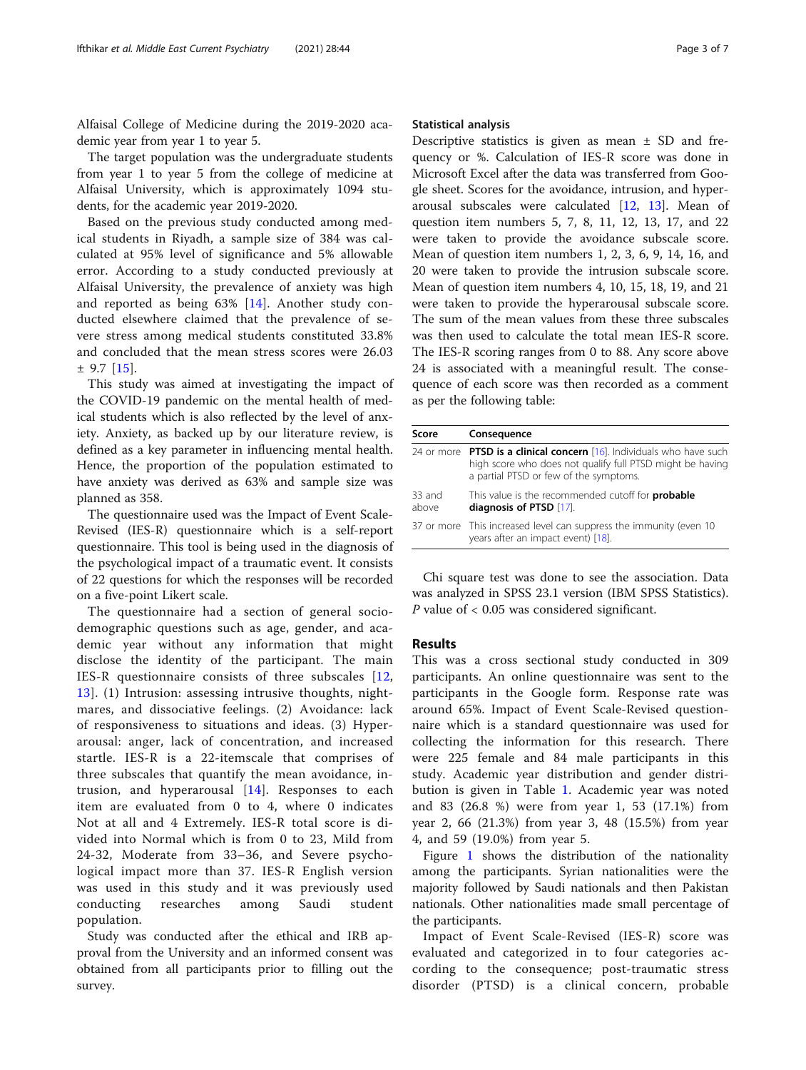Alfaisal College of Medicine during the 2019-2020 academic year from year 1 to year 5.

The target population was the undergraduate students from year 1 to year 5 from the college of medicine at Alfaisal University, which is approximately 1094 students, for the academic year 2019-2020.

Based on the previous study conducted among medical students in Riyadh, a sample size of 384 was calculated at 95% level of significance and 5% allowable error. According to a study conducted previously at Alfaisal University, the prevalence of anxiety was high and reported as being 63% [14]. Another study conducted elsewhere claimed that the prevalence of severe stress among medical students constituted 33.8% and concluded that the mean stress scores were 26.03 ± 9.7 [15].

This study was aimed at investigating the impact of the COVID-19 pandemic on the mental health of medical students which is also reflected by the level of anxiety. Anxiety, as backed up by our literature review, is defined as a key parameter in influencing mental health. Hence, the proportion of the population estimated to have anxiety was derived as 63% and sample size was planned as 358.

The questionnaire used was the Impact of Event Scale-Revised (IES-R) questionnaire which is a self-report questionnaire. This tool is being used in the diagnosis of the psychological impact of a traumatic event. It consists of 22 questions for which the responses will be recorded on a five-point Likert scale.

The questionnaire had a section of general socio-demographic questions such as age, gender, and academic year without any information that might disclose the identity of the participant. The main IES-R questionnaire consists of three subscales [12, 13]. (1) Intrusion: assessing intrusive thoughts, nightmares, and dissociative feelings. (2) Avoidance: lack of responsiveness to situations and ideas. (3) Hyperarousal: anger, lack of concentration, and increased startle. IES-R is a 22-itemscale that comprises of three subscales that quantify the mean avoidance, intrusion, and hyperarousal [14]. Responses to each item are evaluated from 0 to 4, where 0 indicates Not at all and 4 Extremely. IES-R total score is divided into Normal which is from 0 to 23, Mild from 24-32, Moderate from 33–36, and Severe psychological impact more than 37. IES-R English version was used in this study and it was previously used conducting researches among Saudi student population.

Study was conducted after the ethical and IRB approval from the University and an informed consent was obtained from all participants prior to filling out the survey.

### Statistical analysis

Descriptive statistics is given as mean ± SD and frequency or %. Calculation of IES-R score was done in Microsoft Excel after the data was transferred from Google sheet. Scores for the avoidance, intrusion, and hyperarousal subscales were calculated [12, 13]. Mean of question item numbers 5, 7, 8, 11, 12, 13, 17, and 22 were taken to provide the avoidance subscale score. Mean of question item numbers 1, 2, 3, 6, 9, 14, 16, and 20 were taken to provide the intrusion subscale score. Mean of question item numbers 4, 10, 15, 18, 19, and 21 were taken to provide the hyperarousal subscale score. The sum of the mean values from these three subscales was then used to calculate the total mean IES-R score. The IES-R scoring ranges from 0 to 88. Any score above 24 is associated with a meaningful result. The consequence of each score was then recorded as a comment as per the following table:

| Score | Consequence |
|---|---|
| 24 or more | **PTSD is a clinical concern** [16]. Individuals who have such high score who does not qualify full PTSD might be having a partial PTSD or few of the symptoms. |
| 33 and above | This value is the recommended cutoff for **probable diagnosis of PTSD** [17]. |
| 37 or more | This increased level can suppress the immunity (even 10 years after an impact event) [18]. |

Chi square test was done to see the association. Data was analyzed in SPSS 23.1 version (IBM SPSS Statistics). *P* value of < 0.05 was considered significant.

## Results

This was a cross sectional study conducted in 309 participants. An online questionnaire was sent to the participants in the Google form. Response rate was around 65%. Impact of Event Scale-Revised questionnaire which is a standard questionnaire was used for collecting the information for this research. There were 225 female and 84 male participants in this study. Academic year distribution and gender distribution is given in Table 1. Academic year was noted and 83 (26.8 %) were from year 1, 53 (17.1%) from year 2, 66 (21.3%) from year 3, 48 (15.5%) from year 4, and 59 (19.0%) from year 5.

Figure 1 shows the distribution of the nationality among the participants. Syrian nationalities were the majority followed by Saudi nationals and then Pakistan nationals. Other nationalities made small percentage of the participants.

Impact of Event Scale-Revised (IES-R) score was evaluated and categorized in to four categories according to the consequence; post-traumatic stress disorder (PTSD) is a clinical concern, probable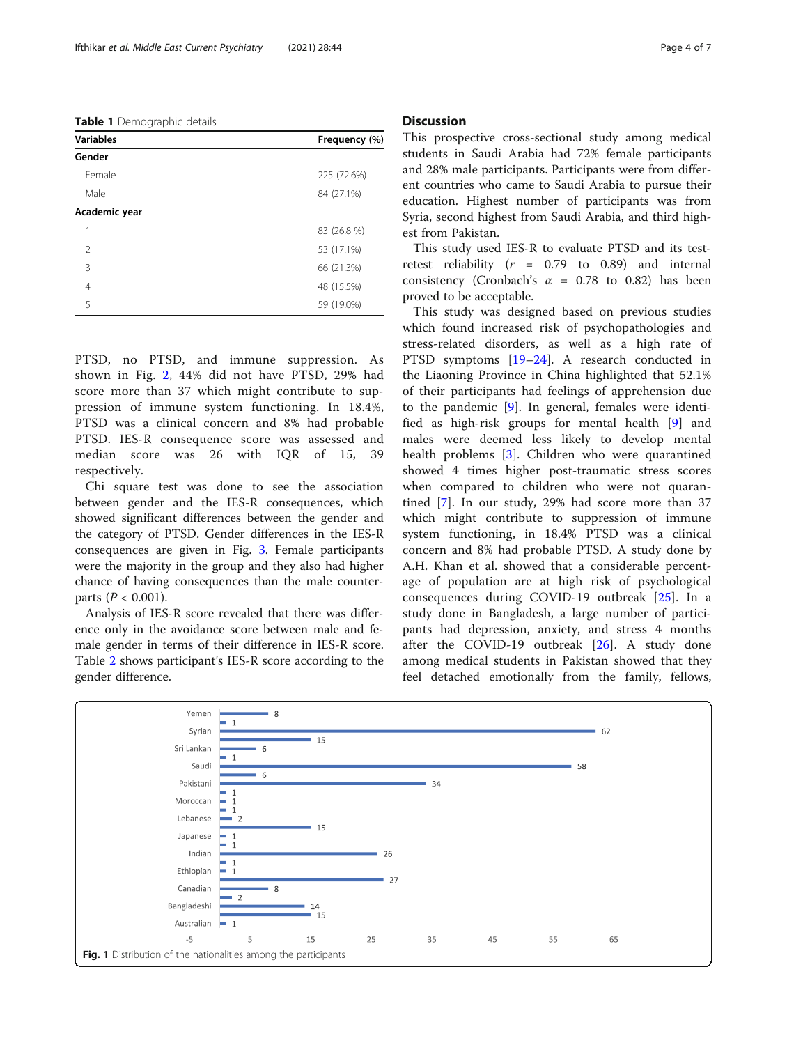**Table 1** Demographic details

| Variables | Frequency (%) |
|---|---|
| **Gender** | |
| Female | 225 (72.6%) |
| Male | 84 (27.1%) |
| **Academic year** | |
| 1 | 83 (26.8 %) |
| 2 | 53 (17.1%) |
| 3 | 66 (21.3%) |
| 4 | 48 (15.5%) |
| 5 | 59 (19.0%) |

PTSD, no PTSD, and immune suppression. As shown in Fig. 2, 44% did not have PTSD, 29% had score more than 37 which might contribute to suppression of immune system functioning. In 18.4%, PTSD was a clinical concern and 8% had probable PTSD. IES-R consequence score was assessed and median score was 26 with IQR of 15, 39 respectively.

Chi square test was done to see the association between gender and the IES-R consequences, which showed significant differences between the gender and the category of PTSD. Gender differences in the IES-R consequences are given in Fig. 3. Female participants were the majority in the group and they also had higher chance of having consequences than the male counterparts ($P < 0.001$).

Analysis of IES-R score revealed that there was difference only in the avoidance score between male and female gender in terms of their difference in IES-R score. Table 2 shows participant's IES-R score according to the gender difference.

## Discussion

This prospective cross-sectional study among medical students in Saudi Arabia had 72% female participants and 28% male participants. Participants were from different countries who came to Saudi Arabia to pursue their education. Highest number of participants was from Syria, second highest from Saudi Arabia, and third highest from Pakistan.

This study used IES-R to evaluate PTSD and its test-retest reliability ($r$ = 0.79 to 0.89) and internal consistency (Cronbach's $\alpha$ = 0.78 to 0.82) has been proved to be acceptable.

This study was designed based on previous studies which found increased risk of psychopathologies and stress-related disorders, as well as a high rate of PTSD symptoms [19–24]. A research conducted in the Liaoning Province in China highlighted that 52.1% of their participants had feelings of apprehension due to the pandemic [9]. In general, females were identified as high-risk groups for mental health [9] and males were deemed less likely to develop mental health problems [3]. Children who were quarantined showed 4 times higher post-traumatic stress scores when compared to children who were not quarantined [7]. In our study, 29% had score more than 37 which might contribute to suppression of immune system functioning, in 18.4% PTSD was a clinical concern and 8% had probable PTSD. A study done by A.H. Khan et al. showed that a considerable percentage of population are at high risk of psychological consequences during COVID-19 outbreak [25]. In a study done in Bangladesh, a large number of participants had depression, anxiety, and stress 4 months after the COVID-19 outbreak [26]. A study done among medical students in Pakistan showed that they feel detached emotionally from the family, fellows,

**Fig. 1** Distribution of the nationalities among the participants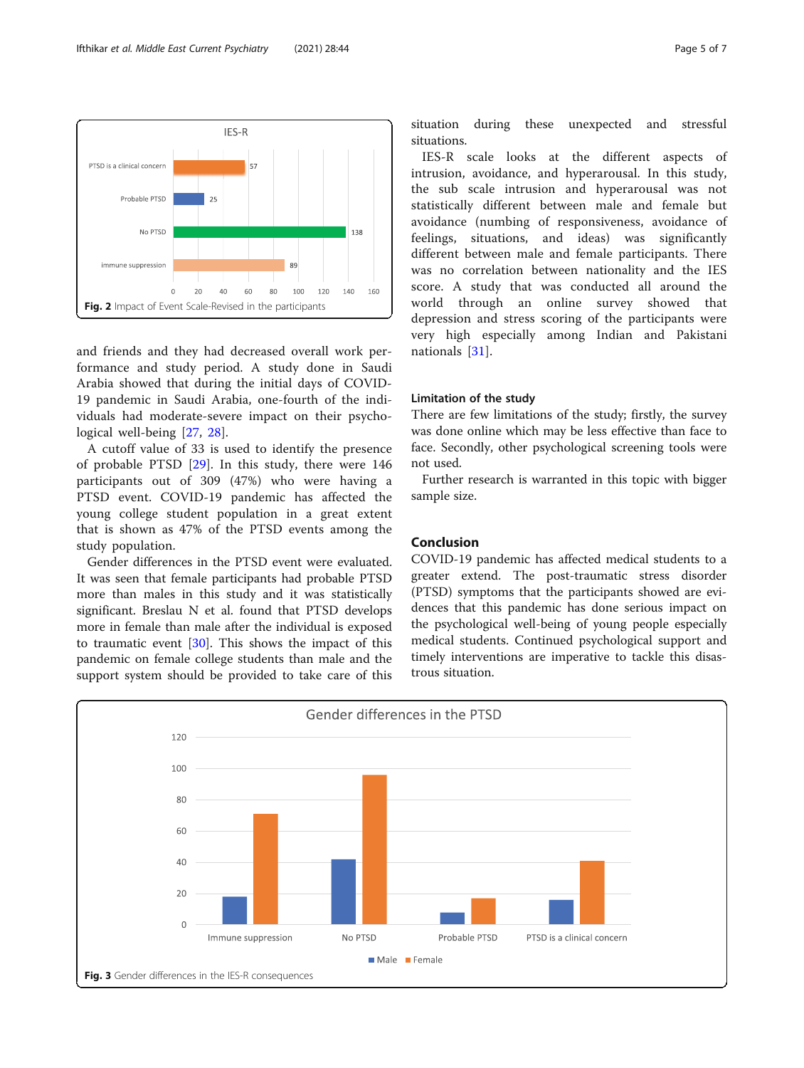Fig. 2 Impact of Event Scale-Revised in the participants

and friends and they had decreased overall work performance and study period. A study done in Saudi Arabia showed that during the initial days of COVID-19 pandemic in Saudi Arabia, one-fourth of the individuals had moderate-severe impact on their psychological well-being [27, 28].

A cutoff value of 33 is used to identify the presence of probable PTSD [29]. In this study, there were 146 participants out of 309 (47%) who were having a PTSD event. COVID-19 pandemic has affected the young college student population in a great extent that is shown as 47% of the PTSD events among the study population.

Gender differences in the PTSD event were evaluated. It was seen that female participants had probable PTSD more than males in this study and it was statistically significant. Breslau N et al. found that PTSD develops more in female than male after the individual is exposed to traumatic event [30]. This shows the impact of this pandemic on female college students than male and the support system should be provided to take care of this situation during these unexpected and stressful situations.

IES-R scale looks at the different aspects of intrusion, avoidance, and hyperarousal. In this study, the sub scale intrusion and hyperarousal was not statistically different between male and female but avoidance (numbing of responsiveness, avoidance of feelings, situations, and ideas) was significantly different between male and female participants. There was no correlation between nationality and the IES score. A study that was conducted all around the world through an online survey showed that depression and stress scoring of the participants were very high especially among Indian and Pakistani nationals [31].

## Limitation of the study

There are few limitations of the study; firstly, the survey was done online which may be less effective than face to face. Secondly, other psychological screening tools were not used.

Further research is warranted in this topic with bigger sample size.

## Conclusion

COVID-19 pandemic has affected medical students to a greater extend. The post-traumatic stress disorder (PTSD) symptoms that the participants showed are evidences that this pandemic has done serious impact on the psychological well-being of young people especially medical students. Continued psychological support and timely interventions are imperative to tackle this disastrous situation.

Fig. 3 Gender differences in the IES-R consequences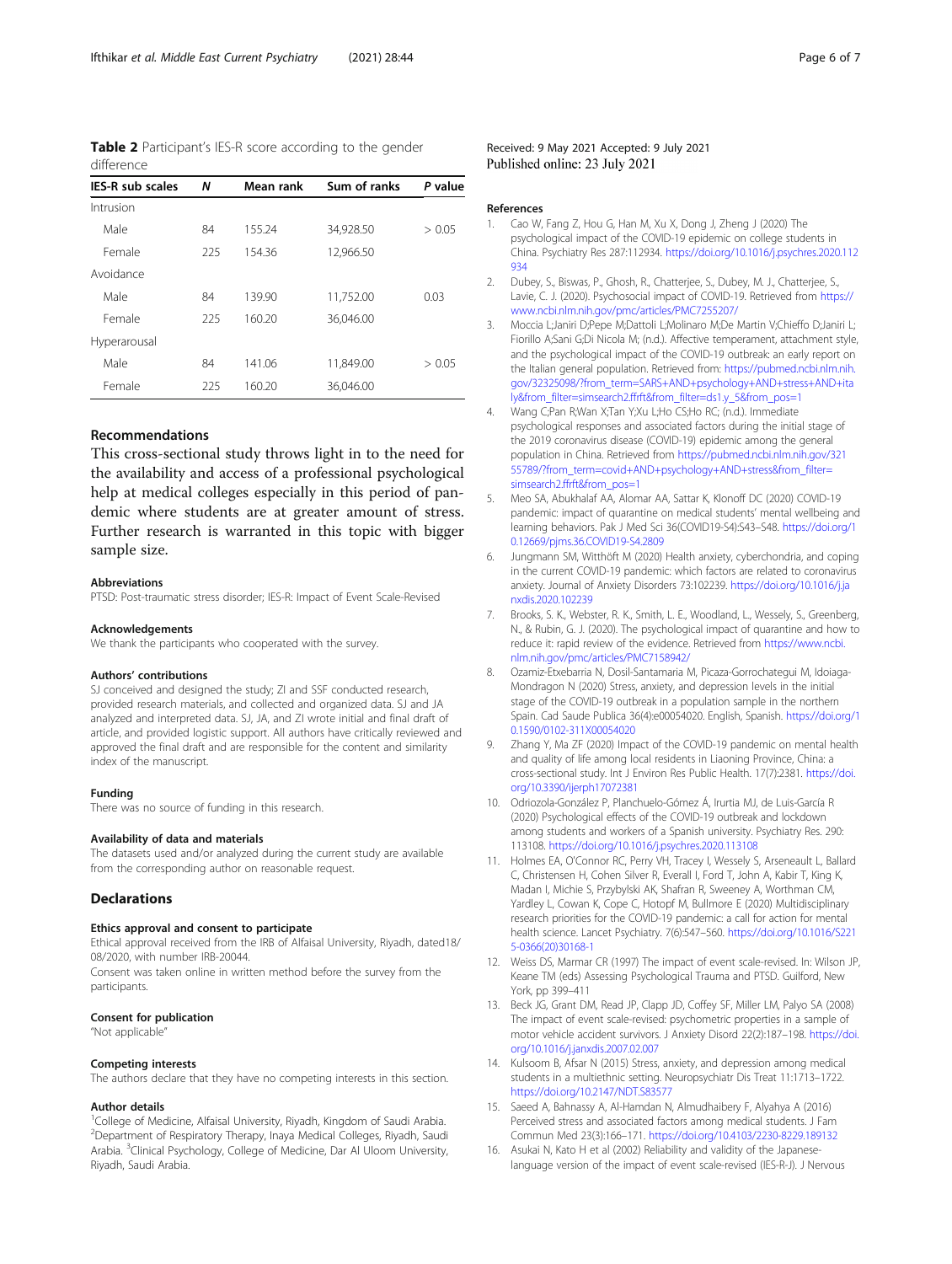**Table 2** Participant's IES-R score according to the gender difference

| IES-R sub scales | N | Mean rank | Sum of ranks | P value |
|---|---|---|---|---|
| Intrusion | | | | |
| Male | 84 | 155.24 | 34,928.50 | > 0.05 |
| Female | 225 | 154.36 | 12,966.50 | |
| Avoidance | | | | |
| Male | 84 | 139.90 | 11,752.00 | 0.03 |
| Female | 225 | 160.20 | 36,046.00 | |
| Hyperarousal | | | | |
| Male | 84 | 141.06 | 11,849.00 | > 0.05 |
| Female | 225 | 160.20 | 36,046.00 | |

## Recommendations

This cross-sectional study throws light in to the need for the availability and access of a professional psychological help at medical colleges especially in this period of pandemic where students are at greater amount of stress. Further research is warranted in this topic with bigger sample size.

### Abbreviations

PTSD: Post-traumatic stress disorder; IES-R: Impact of Event Scale-Revised

### Acknowledgements

We thank the participants who cooperated with the survey.

### Authors' contributions

SJ conceived and designed the study; ZI and SSF conducted research, provided research materials, and collected and organized data. SJ and JA analyzed and interpreted data. SJ, JA, and ZI wrote initial and final draft of article, and provided logistic support. All authors have critically reviewed and approved the final draft and are responsible for the content and similarity index of the manuscript.

### Funding

There was no source of funding in this research.

### Availability of data and materials

The datasets used and/or analyzed during the current study are available from the corresponding author on reasonable request.

## Declarations

### Ethics approval and consent to participate

Ethical approval received from the IRB of Alfaisal University, Riyadh, dated18/08/2020, with number IRB-20044.

Consent was taken online in written method before the survey from the participants.

### Consent for publication

"Not applicable"

### Competing interests

The authors declare that they have no competing interests in this section.

### Author details

[1]College of Medicine, Alfaisal University, Riyadh, Kingdom of Saudi Arabia. [2]Department of Respiratory Therapy, Inaya Medical Colleges, Riyadh, Saudi Arabia. [3]Clinical Psychology, College of Medicine, Dar Al Uloom University, Riyadh, Saudi Arabia.

Received: 9 May 2021 Accepted: 9 July 2021
Published online: 23 July 2021

### References

1. Cao W, Fang Z, Hou G, Han M, Xu X, Dong J, Zheng J (2020) The psychological impact of the COVID-19 epidemic on college students in China. Psychiatry Res 287:112934. https://doi.org/10.1016/j.psychres.2020.112934
2. Dubey, S., Biswas, P., Ghosh, R., Chatterjee, S., Dubey, M. J., Chatterjee, S., Lavie, C. J. (2020). Psychosocial impact of COVID-19. Retrieved from https://www.ncbi.nlm.nih.gov/pmc/articles/PMC7255207/
3. Moccia L;Janiri D;Pepe M;Dattoli L;Molinaro M;De Martin V;Chieffo D;Janiri L;Fiorillo A;Sani G;Di Nicola M; (n.d.). Affective temperament, attachment style, and the psychological impact of the COVID-19 outbreak: an early report on the Italian general population. Retrieved from: https://pubmed.ncbi.nlm.nih.gov/32325098/?from_term=SARS+AND+psychology+AND+stress+AND+italy&from_filter=simsearch2.ffrft&from_filter=ds1.y_5&from_pos=1
4. Wang C;Pan R;Wan X;Tan Y;Xu L;Ho CS;Ho RC; (n.d.). Immediate psychological responses and associated factors during the initial stage of the 2019 coronavirus disease (COVID-19) epidemic among the general population in China. Retrieved from https://pubmed.ncbi.nlm.nih.gov/32155789/?from_term=covid+AND+psychology+AND+stress&from_filter=simsearch2.ffrft&from_pos=1
5. Meo SA, Abukhalaf AA, Alomar AA, Sattar K, Klonoff DC (2020) COVID-19 pandemic: impact of quarantine on medical students' mental wellbeing and learning behaviors. Pak J Med Sci 36(COVID19-S4):S43–S48. https://doi.org/10.12669/pjms.36.COVID19-S4.2809
6. Jungmann SM, Witthöft M (2020) Health anxiety, cyberchondria, and coping in the current COVID-19 pandemic: which factors are related to coronavirus anxiety. Journal of Anxiety Disorders 73:102239. https://doi.org/10.1016/j.janxdis.2020.102239
7. Brooks, S. K., Webster, R. K., Smith, L. E., Woodland, L., Wessely, S., Greenberg, N., & Rubin, G. J. (2020). The psychological impact of quarantine and how to reduce it: rapid review of the evidence. Retrieved from https://www.ncbi.nlm.nih.gov/pmc/articles/PMC7158942/
8. Ozamiz-Etxebarria N, Dosil-Santamaria M, Picaza-Gorrochategui M, Idoiaga-Mondragon N (2020) Stress, anxiety, and depression levels in the initial stage of the COVID-19 outbreak in a population sample in the northern Spain. Cad Saude Publica 36(4):e00054020. English, Spanish. https://doi.org/10.1590/0102-311X00054020
9. Zhang Y, Ma ZF (2020) Impact of the COVID-19 pandemic on mental health and quality of life among local residents in Liaoning Province, China: a cross-sectional study. Int J Environ Res Public Health. 17(7):2381. https://doi.org/10.3390/ijerph17072381
10. Odriozola-González P, Planchuelo-Gómez Á, Irurtia MJ, de Luis-García R (2020) Psychological effects of the COVID-19 outbreak and lockdown among students and workers of a Spanish university. Psychiatry Res. 290:113108. https://doi.org/10.1016/j.psychres.2020.113108
11. Holmes EA, O'Connor RC, Perry VH, Tracey I, Wessely S, Arseneault L, Ballard C, Christensen H, Cohen Silver R, Everall I, Ford T, John A, Kabir T, King K, Madan I, Michie S, Przybylski AK, Shafran R, Sweeney A, Worthman CM, Yardley L, Cowan K, Cope C, Hotopf M, Bullmore E (2020) Multidisciplinary research priorities for the COVID-19 pandemic: a call for action for mental health science. Lancet Psychiatry. 7(6):547–560. https://doi.org/10.1016/S2215-0366(20)30168-1
12. Weiss DS, Marmar CR (1997) The impact of event scale-revised. In: Wilson JP, Keane TM (eds) Assessing Psychological Trauma and PTSD. Guilford, New York, pp 399–411
13. Beck JG, Grant DM, Read JP, Clapp JD, Coffey SF, Miller LM, Palyo SA (2008) The impact of event scale-revised: psychometric properties in a sample of motor vehicle accident survivors. J Anxiety Disord 22(2):187–198. https://doi.org/10.1016/j.janxdis.2007.02.007
14. Kulsoom B, Afsar N (2015) Stress, anxiety, and depression among medical students in a multiethnic setting. Neuropsychiatr Dis Treat 11:1713–1722. https://doi.org/10.2147/NDT.S83577
15. Saeed A, Bahnassy A, Al-Hamdan N, Almudhaibery F, Alyahya A (2016) Perceived stress and associated factors among medical students. J Fam Commun Med 23(3):166–171. https://doi.org/10.4103/2230-8229.189132
16. Asukai N, Kato H et al (2002) Reliability and validity of the Japanese-language version of the impact of event scale-revised (IES-R-J). J Nervous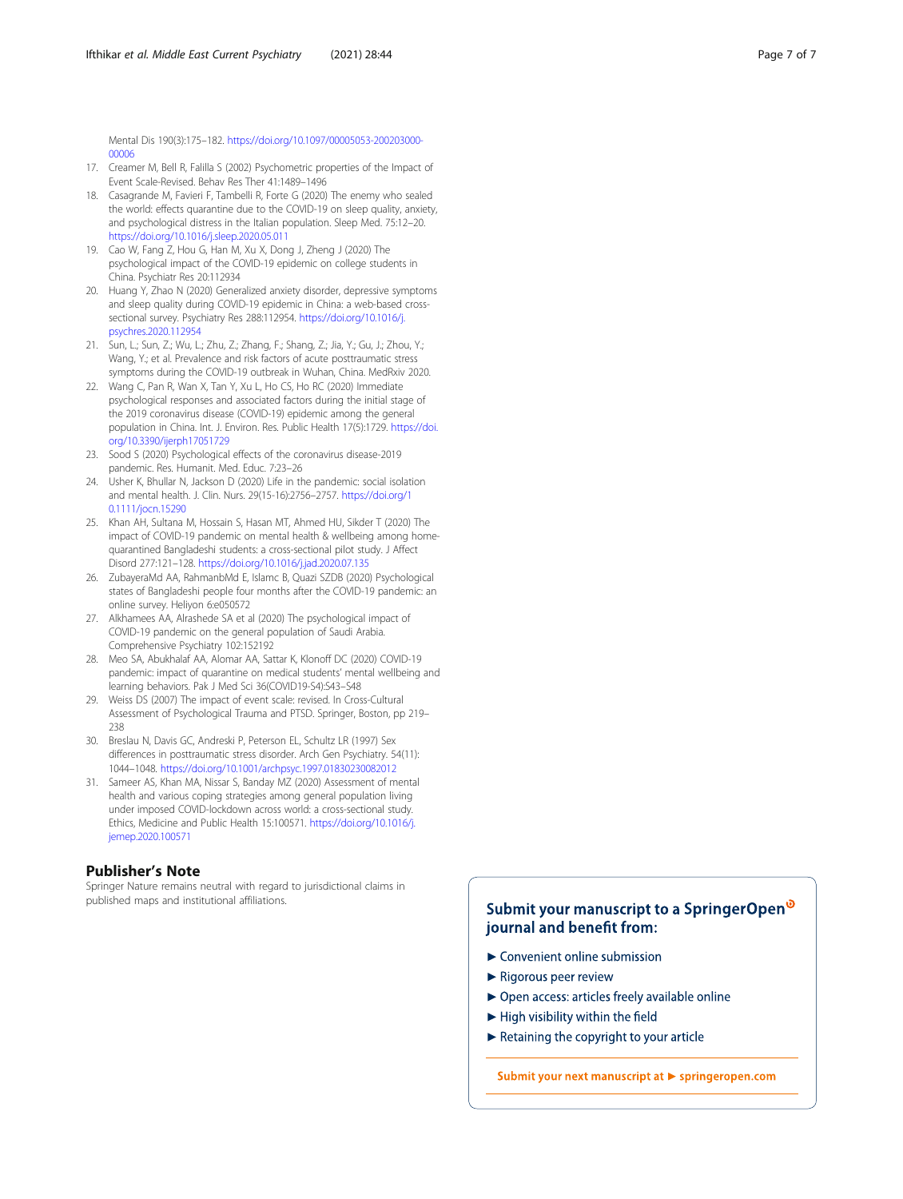Mental Dis 190(3):175–182. https://doi.org/10.1097/00005053-200203000-00006

17. Creamer M, Bell R, Falilla S (2002) Psychometric properties of the Impact of Event Scale-Revised. Behav Res Ther 41:1489–1496
18. Casagrande M, Favieri F, Tambelli R, Forte G (2020) The enemy who sealed the world: effects quarantine due to the COVID-19 on sleep quality, anxiety, and psychological distress in the Italian population. Sleep Med. 75:12–20. https://doi.org/10.1016/j.sleep.2020.05.011
19. Cao W, Fang Z, Hou G, Han M, Xu X, Dong J, Zheng J (2020) The psychological impact of the COVID-19 epidemic on college students in China. Psychiatr Res 20:112934
20. Huang Y, Zhao N (2020) Generalized anxiety disorder, depressive symptoms and sleep quality during COVID-19 epidemic in China: a web-based cross-sectional survey. Psychiatry Res 288:112954. https://doi.org/10.1016/j.psychres.2020.112954
21. Sun, L.; Sun, Z.; Wu, L.; Zhu, Z.; Zhang, F.; Shang, Z.; Jia, Y.; Gu, J.; Zhou, Y.; Wang, Y.; et al. Prevalence and risk factors of acute posttraumatic stress symptoms during the COVID-19 outbreak in Wuhan, China. MedRxiv 2020.
22. Wang C, Pan R, Wan X, Tan Y, Xu L, Ho CS, Ho RC (2020) Immediate psychological responses and associated factors during the initial stage of the 2019 coronavirus disease (COVID-19) epidemic among the general population in China. Int. J. Environ. Res. Public Health 17(5):1729. https://doi.org/10.3390/ijerph17051729
23. Sood S (2020) Psychological effects of the coronavirus disease-2019 pandemic. Res. Humanit. Med. Educ. 7:23–26
24. Usher K, Bhullar N, Jackson D (2020) Life in the pandemic: social isolation and mental health. J. Clin. Nurs. 29(15-16):2756–2757. https://doi.org/10.1111/jocn.15290
25. Khan AH, Sultana M, Hossain S, Hasan MT, Ahmed HU, Sikder T (2020) The impact of COVID-19 pandemic on mental health & wellbeing among home-quarantined Bangladeshi students: a cross-sectional pilot study. J Affect Disord 277:121–128. https://doi.org/10.1016/j.jad.2020.07.135
26. ZubayeraMd AA, RahmanbMd E, Islamc B, Quazi SZDB (2020) Psychological states of Bangladeshi people four months after the COVID-19 pandemic: an online survey. Heliyon 6:e050572
27. Alkhamees AA, Alrashede SA et al (2020) The psychological impact of COVID-19 pandemic on the general population of Saudi Arabia. Comprehensive Psychiatry 102:152192
28. Meo SA, Abukhalaf AA, Alomar AA, Sattar K, Klonoff DC (2020) COVID-19 pandemic: impact of quarantine on medical students' mental wellbeing and learning behaviors. Pak J Med Sci 36(COVID19-S4):S43–S48
29. Weiss DS (2007) The impact of event scale: revised. In Cross-Cultural Assessment of Psychological Trauma and PTSD. Springer, Boston, pp 219–238
30. Breslau N, Davis GC, Andreski P, Peterson EL, Schultz LR (1997) Sex differences in posttraumatic stress disorder. Arch Gen Psychiatry. 54(11):1044–1048. https://doi.org/10.1001/archpsyc.1997.01830230082012
31. Sameer AS, Khan MA, Nissar S, Banday MZ (2020) Assessment of mental health and various coping strategies among general population living under imposed COVID-lockdown across world: a cross-sectional study. Ethics, Medicine and Public Health 15:100571. https://doi.org/10.1016/j.jemep.2020.100571

## Publisher's Note

Springer Nature remains neutral with regard to jurisdictional claims in published maps and institutional affiliations.

**Submit your manuscript to a SpringerOpen journal and benefit from:**

- ► Convenient online submission
- ► Rigorous peer review
- ► Open access: articles freely available online
- ► High visibility within the field
- ► Retaining the copyright to your article

**Submit your next manuscript at ► springeropen.com**